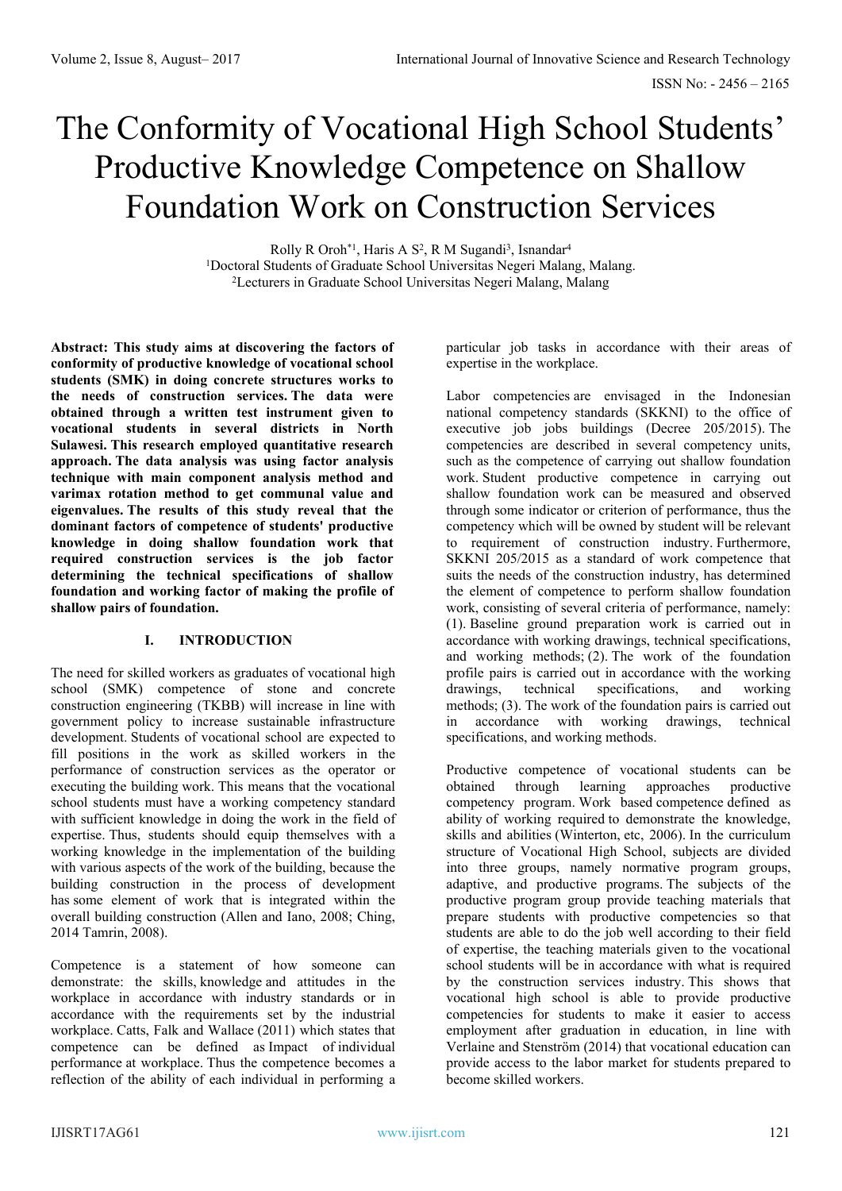# The Conformity of Vocational High School Students' Productive Knowledge Competence on Shallow Foundation Work on Construction Services

Rolly R Oroh*[1], Haris A S[2], R M Sugandi[3], Isnandar[4]

[1]Doctoral Students of Graduate School Universitas Negeri Malang, Malang.

[2]Lecturers in Graduate School Universitas Negeri Malang, Malang

**Abstract: This study aims at discovering the factors of conformity of productive knowledge of vocational school students (SMK) in doing concrete structures works to the needs of construction services. The data were obtained through a written test instrument given to vocational students in several districts in North Sulawesi. This research employed quantitative research approach. The data analysis was using factor analysis technique with main component analysis method and varimax rotation method to get communal value and eigenvalues. The results of this study reveal that the dominant factors of competence of students' productive knowledge in doing shallow foundation work that required construction services is the job factor determining the technical specifications of shallow foundation and working factor of making the profile of shallow pairs of foundation.**

## I. INTRODUCTION

The need for skilled workers as graduates of vocational high school (SMK) competence of stone and concrete construction engineering (TKBB) will increase in line with government policy to increase sustainable infrastructure development. Students of vocational school are expected to fill positions in the work as skilled workers in the performance of construction services as the operator or executing the building work. This means that the vocational school students must have a working competency standard with sufficient knowledge in doing the work in the field of expertise. Thus, students should equip themselves with a working knowledge in the implementation of the building with various aspects of the work of the building, because the building construction in the process of development has some element of work that is integrated within the overall building construction (Allen and Iano, 2008; Ching, 2014 Tamrin, 2008).

Competence is a statement of how someone can demonstrate: the skills, knowledge and attitudes in the workplace in accordance with industry standards or in accordance with the requirements set by the industrial workplace. Catts, Falk and Wallace (2011) which states that competence can be defined as Impact of individual performance at workplace. Thus the competence becomes a reflection of the ability of each individual in performing a particular job tasks in accordance with their areas of expertise in the workplace.

Labor competencies are envisaged in the Indonesian national competency standards (SKKNI) to the office of executive job jobs buildings (Decree 205/2015). The competencies are described in several competency units, such as the competence of carrying out shallow foundation work. Student productive competence in carrying out shallow foundation work can be measured and observed through some indicator or criterion of performance, thus the competency which will be owned by student will be relevant to requirement of construction industry. Furthermore, SKKNI 205/2015 as a standard of work competence that suits the needs of the construction industry, has determined the element of competence to perform shallow foundation work, consisting of several criteria of performance, namely: (1). Baseline ground preparation work is carried out in accordance with working drawings, technical specifications, and working methods; (2). The work of the foundation profile pairs is carried out in accordance with the working drawings, technical specifications, and working methods; (3). The work of the foundation pairs is carried out in accordance with working drawings, technical specifications, and working methods.

Productive competence of vocational students can be obtained through learning approaches productive competency program. Work based competence defined as ability of working required to demonstrate the knowledge, skills and abilities (Winterton, etc, 2006). In the curriculum structure of Vocational High School, subjects are divided into three groups, namely normative program groups, adaptive, and productive programs. The subjects of the productive program group provide teaching materials that prepare students with productive competencies so that students are able to do the job well according to their field of expertise, the teaching materials given to the vocational school students will be in accordance with what is required by the construction services industry. This shows that vocational high school is able to provide productive competencies for students to make it easier to access employment after graduation in education, in line with Verlaine and Stenström (2014) that vocational education can provide access to the labor market for students prepared to become skilled workers.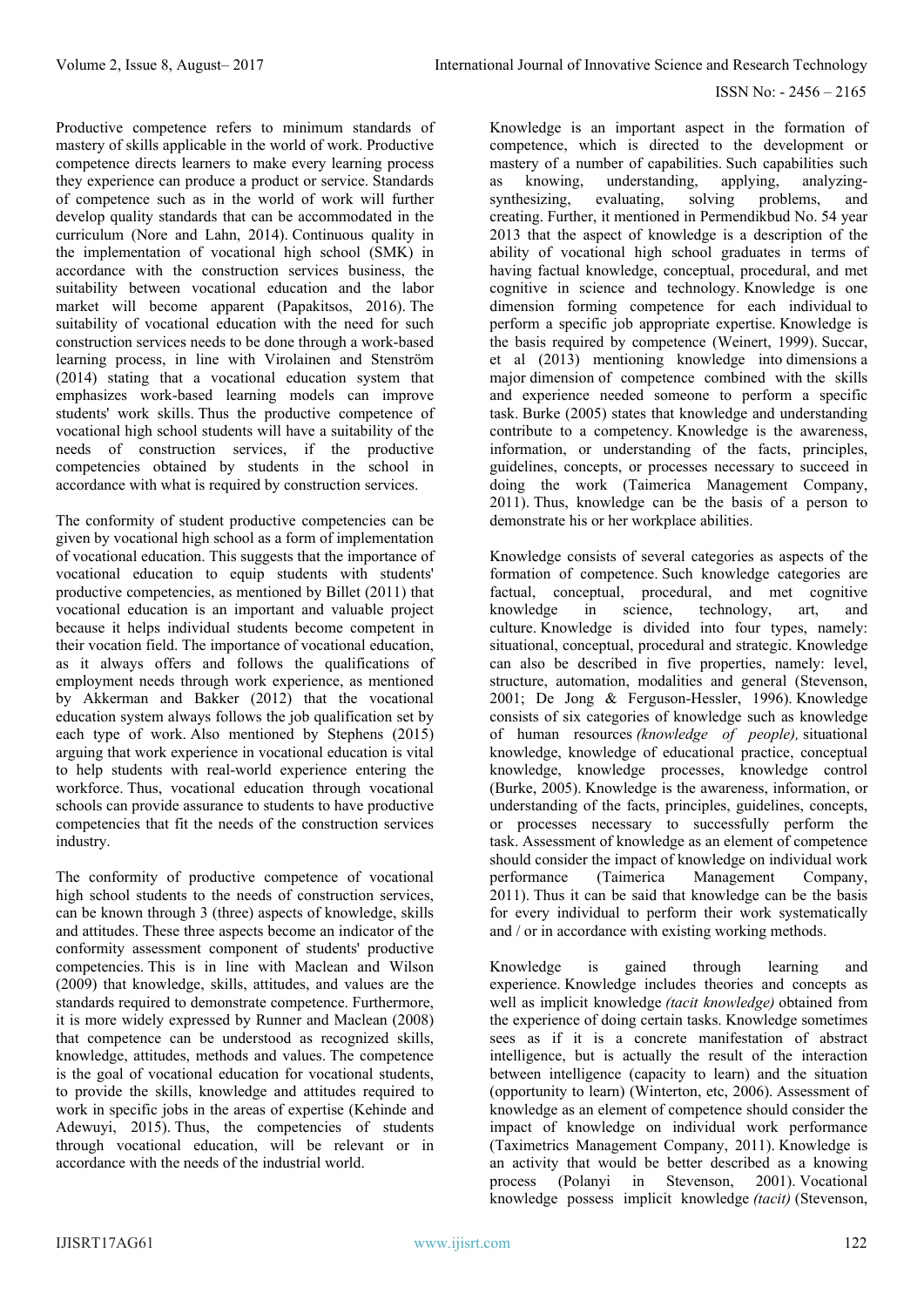Productive competence refers to minimum standards of mastery of skills applicable in the world of work. Productive competence directs learners to make every learning process they experience can produce a product or service. Standards of competence such as in the world of work will further develop quality standards that can be accommodated in the curriculum (Nore and Lahn, 2014). Continuous quality in the implementation of vocational high school (SMK) in accordance with the construction services business, the suitability between vocational education and the labor market will become apparent (Papakitsos, 2016). The suitability of vocational education with the need for such construction services needs to be done through a work-based learning process, in line with Virolainen and Stenström (2014) stating that a vocational education system that emphasizes work-based learning models can improve students' work skills. Thus the productive competence of vocational high school students will have a suitability of the needs of construction services, if the productive competencies obtained by students in the school in accordance with what is required by construction services.

The conformity of student productive competencies can be given by vocational high school as a form of implementation of vocational education. This suggests that the importance of vocational education to equip students with students' productive competencies, as mentioned by Billet (2011) that vocational education is an important and valuable project because it helps individual students become competent in their vocation field. The importance of vocational education, as it always offers and follows the qualifications of employment needs through work experience, as mentioned by Akkerman and Bakker (2012) that the vocational education system always follows the job qualification set by each type of work. Also mentioned by Stephens (2015) arguing that work experience in vocational education is vital to help students with real-world experience entering the workforce. Thus, vocational education through vocational schools can provide assurance to students to have productive competencies that fit the needs of the construction services industry.

The conformity of productive competence of vocational high school students to the needs of construction services, can be known through 3 (three) aspects of knowledge, skills and attitudes. These three aspects become an indicator of the conformity assessment component of students' productive competencies. This is in line with Maclean and Wilson (2009) that knowledge, skills, attitudes, and values are the standards required to demonstrate competence. Furthermore, it is more widely expressed by Runner and Maclean (2008) that competence can be understood as recognized skills, knowledge, attitudes, methods and values. The competence is the goal of vocational education for vocational students, to provide the skills, knowledge and attitudes required to work in specific jobs in the areas of expertise (Kehinde and Adewuyi, 2015). Thus, the competencies of students through vocational education, will be relevant or in accordance with the needs of the industrial world.

Knowledge is an important aspect in the formation of competence, which is directed to the development or mastery of a number of capabilities. Such capabilities such as knowing, understanding, applying, analyzing-synthesizing, evaluating, solving problems, and creating. Further, it mentioned in Permendikbud No. 54 year 2013 that the aspect of knowledge is a description of the ability of vocational high school graduates in terms of having factual knowledge, conceptual, procedural, and met cognitive in science and technology. Knowledge is one dimension forming competence for each individual to perform a specific job appropriate expertise. Knowledge is the basis required by competence (Weinert, 1999). Succar, et al (2013) mentioning knowledge into dimensions a major dimension of competence combined with the skills and experience needed someone to perform a specific task. Burke (2005) states that knowledge and understanding contribute to a competency. Knowledge is the awareness, information, or understanding of the facts, principles, guidelines, concepts, or processes necessary to succeed in doing the work (Taimerica Management Company, 2011). Thus, knowledge can be the basis of a person to demonstrate his or her workplace abilities.

Knowledge consists of several categories as aspects of the formation of competence. Such knowledge categories are factual, conceptual, procedural, and met cognitive knowledge in science, technology, art, and culture. Knowledge is divided into four types, namely: situational, conceptual, procedural and strategic. Knowledge can also be described in five properties, namely: level, structure, automation, modalities and general (Stevenson, 2001; De Jong & Ferguson-Hessler, 1996). Knowledge consists of six categories of knowledge such as knowledge of human resources *(knowledge of people),* situational knowledge, knowledge of educational practice, conceptual knowledge, knowledge processes, knowledge control (Burke, 2005). Knowledge is the awareness, information, or understanding of the facts, principles, guidelines, concepts, or processes necessary to successfully perform the task. Assessment of knowledge as an element of competence should consider the impact of knowledge on individual work performance (Taimerica Management Company, 2011). Thus it can be said that knowledge can be the basis for every individual to perform their work systematically and / or in accordance with existing working methods.

Knowledge is gained through learning and experience. Knowledge includes theories and concepts as well as implicit knowledge *(tacit knowledge)* obtained from the experience of doing certain tasks. Knowledge sometimes sees as if it is a concrete manifestation of abstract intelligence, but is actually the result of the interaction between intelligence (capacity to learn) and the situation (opportunity to learn) (Winterton, etc, 2006). Assessment of knowledge as an element of competence should consider the impact of knowledge on individual work performance (Taximetrics Management Company, 2011). Knowledge is an activity that would be better described as a knowing process (Polanyi in Stevenson, 2001). Vocational knowledge possess implicit knowledge *(tacit)* (Stevenson,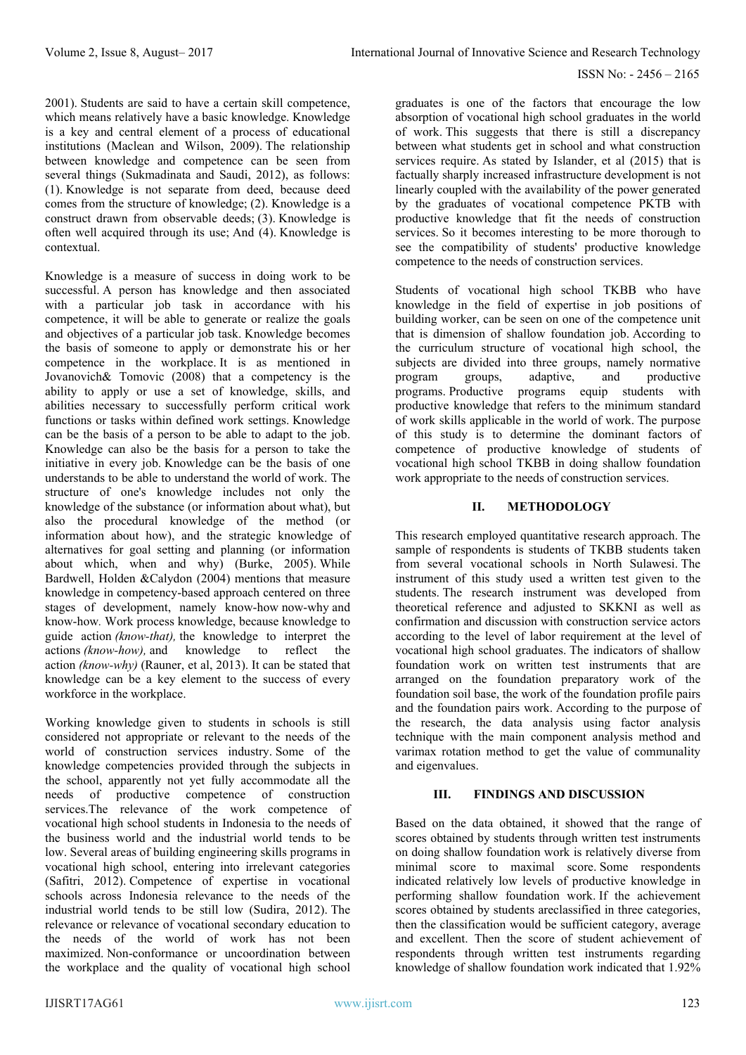2001). Students are said to have a certain skill competence, which means relatively have a basic knowledge. Knowledge is a key and central element of a process of educational institutions (Maclean and Wilson, 2009). The relationship between knowledge and competence can be seen from several things (Sukmadinata and Saudi, 2012), as follows: (1). Knowledge is not separate from deed, because deed comes from the structure of knowledge; (2). Knowledge is a construct drawn from observable deeds; (3). Knowledge is often well acquired through its use; And (4). Knowledge is contextual.

Knowledge is a measure of success in doing work to be successful. A person has knowledge and then associated with a particular job task in accordance with his competence, it will be able to generate or realize the goals and objectives of a particular job task. Knowledge becomes the basis of someone to apply or demonstrate his or her competence in the workplace. It is as mentioned in Jovanovich& Tomovic (2008) that a competency is the ability to apply or use a set of knowledge, skills, and abilities necessary to successfully perform critical work functions or tasks within defined work settings. Knowledge can be the basis of a person to be able to adapt to the job. Knowledge can also be the basis for a person to take the initiative in every job. Knowledge can be the basis of one understands to be able to understand the world of work. The structure of one's knowledge includes not only the knowledge of the substance (or information about what), but also the procedural knowledge of the method (or information about how), and the strategic knowledge of alternatives for goal setting and planning (or information about which, when and why) (Burke, 2005). While Bardwell, Holden &Calydon (2004) mentions that measure knowledge in competency-based approach centered on three stages of development, namely know-how now-why and know-how. Work process knowledge, because knowledge to guide action *(know-that),* the knowledge to interpret the actions *(know-how),* and knowledge to reflect the action *(know-why)* (Rauner, et al, 2013). It can be stated that knowledge can be a key element to the success of every workforce in the workplace.

Working knowledge given to students in schools is still considered not appropriate or relevant to the needs of the world of construction services industry. Some of the knowledge competencies provided through the subjects in the school, apparently not yet fully accommodate all the needs of productive competence of construction services.The relevance of the work competence of vocational high school students in Indonesia to the needs of the business world and the industrial world tends to be low. Several areas of building engineering skills programs in vocational high school, entering into irrelevant categories (Safitri, 2012). Competence of expertise in vocational schools across Indonesia relevance to the needs of the industrial world tends to be still low (Sudira, 2012). The relevance or relevance of vocational secondary education to the needs of the world of work has not been maximized. Non-conformance or uncoordination between the workplace and the quality of vocational high school graduates is one of the factors that encourage the low absorption of vocational high school graduates in the world of work. This suggests that there is still a discrepancy between what students get in school and what construction services require. As stated by Islander, et al (2015) that is factually sharply increased infrastructure development is not linearly coupled with the availability of the power generated by the graduates of vocational competence PKTB with productive knowledge that fit the needs of construction services. So it becomes interesting to be more thorough to see the compatibility of students' productive knowledge competence to the needs of construction services.

Students of vocational high school TKBB who have knowledge in the field of expertise in job positions of building worker, can be seen on one of the competence unit that is dimension of shallow foundation job. According to the curriculum structure of vocational high school, the subjects are divided into three groups, namely normative program groups, adaptive, and productive programs. Productive programs equip students with productive knowledge that refers to the minimum standard of work skills applicable in the world of work. The purpose of this study is to determine the dominant factors of competence of productive knowledge of students of vocational high school TKBB in doing shallow foundation work appropriate to the needs of construction services.

## II. METHODOLOGY

This research employed quantitative research approach. The sample of respondents is students of TKBB students taken from several vocational schools in North Sulawesi. The instrument of this study used a written test given to the students. The research instrument was developed from theoretical reference and adjusted to SKKNI as well as confirmation and discussion with construction service actors according to the level of labor requirement at the level of vocational high school graduates. The indicators of shallow foundation work on written test instruments that are arranged on the foundation preparatory work of the foundation soil base, the work of the foundation profile pairs and the foundation pairs work. According to the purpose of the research, the data analysis using factor analysis technique with the main component analysis method and varimax rotation method to get the value of communality and eigenvalues.

## III. FINDINGS AND DISCUSSION

Based on the data obtained, it showed that the range of scores obtained by students through written test instruments on doing shallow foundation work is relatively diverse from minimal score to maximal score. Some respondents indicated relatively low levels of productive knowledge in performing shallow foundation work. If the achievement scores obtained by students areclassified in three categories, then the classification would be sufficient category, average and excellent. Then the score of student achievement of respondents through written test instruments regarding knowledge of shallow foundation work indicated that 1.92%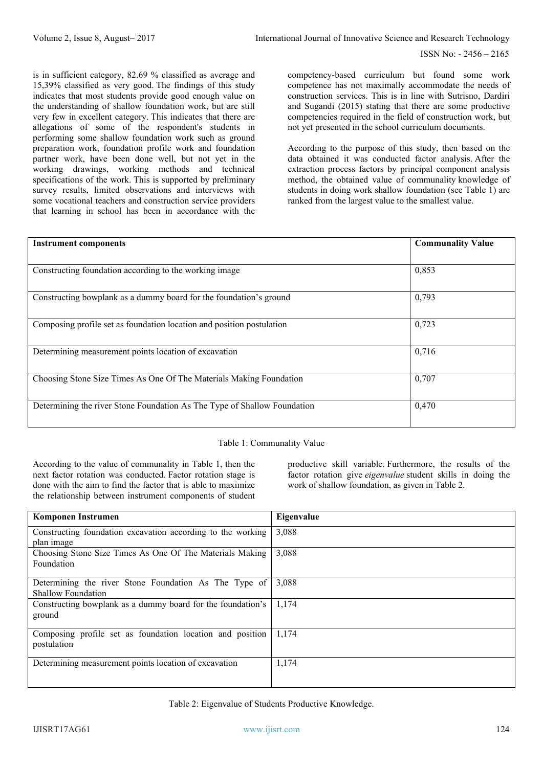is in sufficient category, 82.69 % classified as average and 15,39% classified as very good. The findings of this study indicates that most students provide good enough value on the understanding of shallow foundation work, but are still very few in excellent category. This indicates that there are allegations of some of the respondent's students in performing some shallow foundation work such as ground preparation work, foundation profile work and foundation partner work, have been done well, but not yet in the working drawings, working methods and technical specifications of the work. This is supported by preliminary survey results, limited observations and interviews with some vocational teachers and construction service providers that learning in school has been in accordance with the competency-based curriculum but found some work competence has not maximally accommodate the needs of construction services. This is in line with Sutrisno, Dardiri and Sugandi (2015) stating that there are some productive competencies required in the field of construction work, but not yet presented in the school curriculum documents.

According to the purpose of this study, then based on the data obtained it was conducted factor analysis. After the extraction process factors by principal component analysis method, the obtained value of communality knowledge of students in doing work shallow foundation (see Table 1) are ranked from the largest value to the smallest value.

| **Instrument components** | **Communality Value** |
|---|---|
| Constructing foundation according to the working image | 0,853 |
| Constructing bowplank as a dummy board for the foundation's ground | 0,793 |
| Composing profile set as foundation location and position postulation | 0,723 |
| Determining measurement points location of excavation | 0,716 |
| Choosing Stone Size Times As One Of The Materials Making Foundation | 0,707 |
| Determining the river Stone Foundation As The Type of Shallow Foundation | 0,470 |

Table 1: Communality Value

According to the value of communality in Table 1, then the next factor rotation was conducted. Factor rotation stage is done with the aim to find the factor that is able to maximize the relationship between instrument components of student productive skill variable. Furthermore, the results of the factor rotation give *eigenvalue* student skills in doing the work of shallow foundation, as given in Table 2.

| **Komponen Instrumen** | **Eigenvalue** |
|---|---|
| Constructing foundation excavation according to the working plan image | 3,088 |
| Choosing Stone Size Times As One Of The Materials Making Foundation | 3,088 |
| Determining the river Stone Foundation As The Type of Shallow Foundation | 3,088 |
| Constructing bowplank as a dummy board for the foundation's ground | 1,174 |
| Composing profile set as foundation location and position postulation | 1,174 |
| Determining measurement points location of excavation | 1,174 |

Table 2: Eigenvalue of Students Productive Knowledge.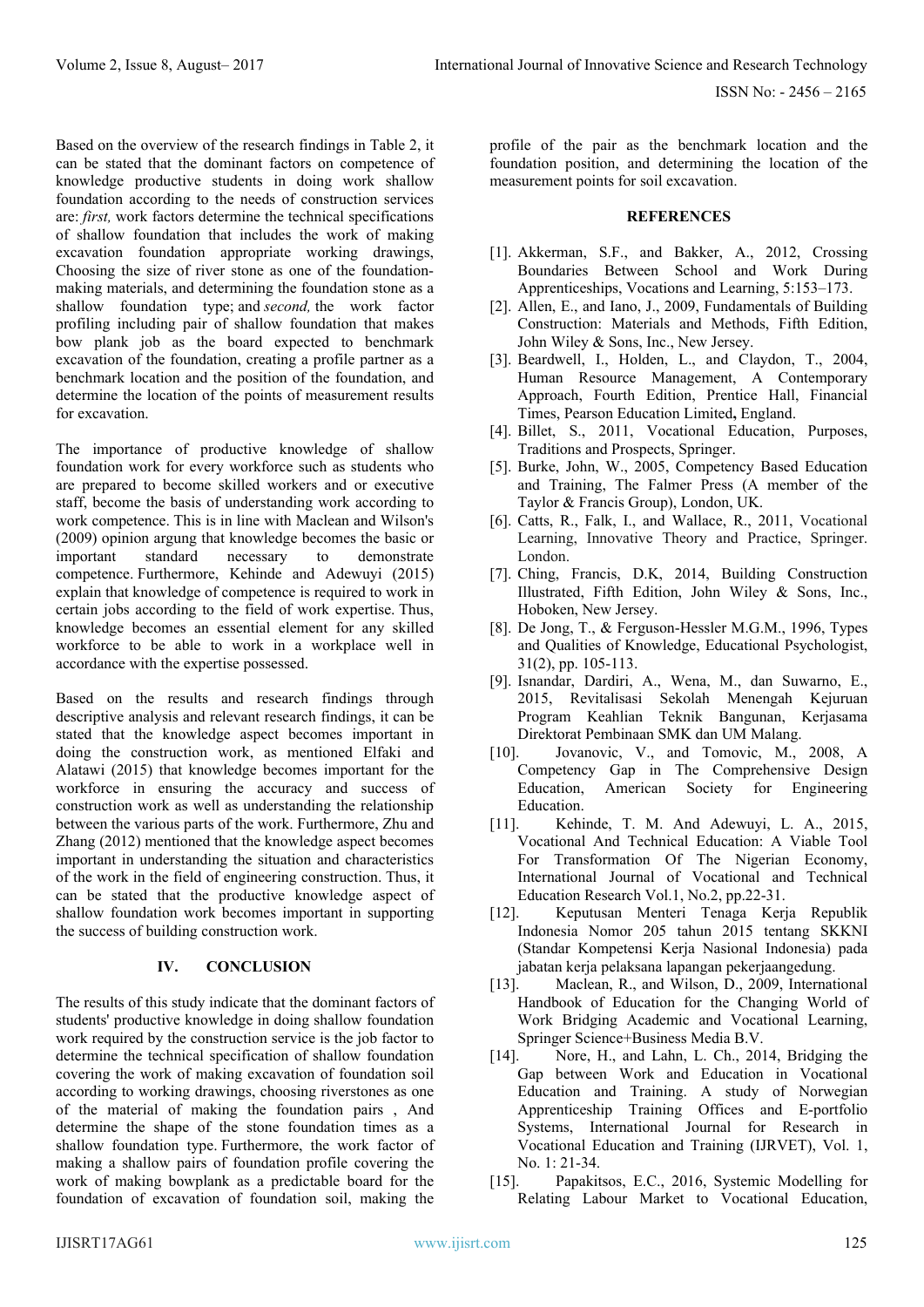Based on the overview of the research findings in Table 2, it can be stated that the dominant factors on competence of knowledge productive students in doing work shallow foundation according to the needs of construction services are: *first,* work factors determine the technical specifications of shallow foundation that includes the work of making excavation foundation appropriate working drawings, Choosing the size of river stone as one of the foundation-making materials, and determining the foundation stone as a shallow foundation type; and *second,* the work factor profiling including pair of shallow foundation that makes bow plank job as the board expected to benchmark excavation of the foundation, creating a profile partner as a benchmark location and the position of the foundation, and determine the location of the points of measurement results for excavation.

The importance of productive knowledge of shallow foundation work for every workforce such as students who are prepared to become skilled workers and or executive staff, become the basis of understanding work according to work competence. This is in line with Maclean and Wilson's (2009) opinion argung that knowledge becomes the basic or important standard necessary to demonstrate competence. Furthermore, Kehinde and Adewuyi (2015) explain that knowledge of competence is required to work in certain jobs according to the field of work expertise. Thus, knowledge becomes an essential element for any skilled workforce to be able to work in a workplace well in accordance with the expertise possessed.

Based on the results and research findings through descriptive analysis and relevant research findings, it can be stated that the knowledge aspect becomes important in doing the construction work, as mentioned Elfaki and Alatawi (2015) that knowledge becomes important for the workforce in ensuring the accuracy and success of construction work as well as understanding the relationship between the various parts of the work. Furthermore, Zhu and Zhang (2012) mentioned that the knowledge aspect becomes important in understanding the situation and characteristics of the work in the field of engineering construction. Thus, it can be stated that the productive knowledge aspect of shallow foundation work becomes important in supporting the success of building construction work.

## IV. CONCLUSION

The results of this study indicate that the dominant factors of students' productive knowledge in doing shallow foundation work required by the construction service is the job factor to determine the technical specification of shallow foundation covering the work of making excavation of foundation soil according to working drawings, choosing riverstones as one of the material of making the foundation pairs , And determine the shape of the stone foundation times as a shallow foundation type. Furthermore, the work factor of making a shallow pairs of foundation profile covering the work of making bowplank as a predictable board for the foundation of excavation of foundation soil, making the profile of the pair as the benchmark location and the foundation position, and determining the location of the measurement points for soil excavation.

## REFERENCES

[1]. Akkerman, S.F., and Bakker, A., 2012, Crossing Boundaries Between School and Work During Apprenticeships, Vocations and Learning, 5:153–173.

[2]. Allen, E., and Iano, J., 2009, Fundamentals of Building Construction: Materials and Methods, Fifth Edition, John Wiley & Sons, Inc., New Jersey.

[3]. Beardwell, I., Holden, L., and Claydon, T., 2004, Human Resource Management, A Contemporary Approach, Fourth Edition, Prentice Hall, Financial Times, Pearson Education Limited**,** England.

[4]. Billet, S., 2011, Vocational Education, Purposes, Traditions and Prospects, Springer.

[5]. Burke, John, W., 2005, Competency Based Education and Training, The Falmer Press (A member of the Taylor & Francis Group), London, UK.

[6]. Catts, R., Falk, I., and Wallace, R., 2011, Vocational Learning, Innovative Theory and Practice, Springer. London.

[7]. Ching, Francis, D.K, 2014, Building Construction Illustrated, Fifth Edition, John Wiley & Sons, Inc., Hoboken, New Jersey.

[8]. De Jong, T., & Ferguson-Hessler M.G.M., 1996, Types and Qualities of Knowledge, Educational Psychologist, 31(2), pp. 105-113.

[9]. Isnandar, Dardiri, A., Wena, M., dan Suwarno, E., 2015, Revitalisasi Sekolah Menengah Kejuruan Program Keahlian Teknik Bangunan, Kerjasama Direktorat Pembinaan SMK dan UM Malang.

[10]. Jovanovic, V., and Tomovic, M., 2008, A Competency Gap in The Comprehensive Design Education, American Society for Engineering Education.

[11]. Kehinde, T. M. And Adewuyi, L. A., 2015, Vocational And Technical Education: A Viable Tool For Transformation Of The Nigerian Economy, International Journal of Vocational and Technical Education Research Vol.1, No.2, pp.22-31.

[12]. Keputusan Menteri Tenaga Kerja Republik Indonesia Nomor 205 tahun 2015 tentang SKKNI (Standar Kompetensi Kerja Nasional Indonesia) pada jabatan kerja pelaksana lapangan pekerjaangedung.

[13]. Maclean, R., and Wilson, D., 2009, International Handbook of Education for the Changing World of Work Bridging Academic and Vocational Learning, Springer Science+Business Media B.V.

[14]. Nore, H., and Lahn, L. Ch., 2014, Bridging the Gap between Work and Education in Vocational Education and Training. A study of Norwegian Apprenticeship Training Offices and E-portfolio Systems, International Journal for Research in Vocational Education and Training (IJRVET), Vol. 1, No. 1: 21-34.

[15]. Papakitsos, E.C., 2016, Systemic Modelling for Relating Labour Market to Vocational Education,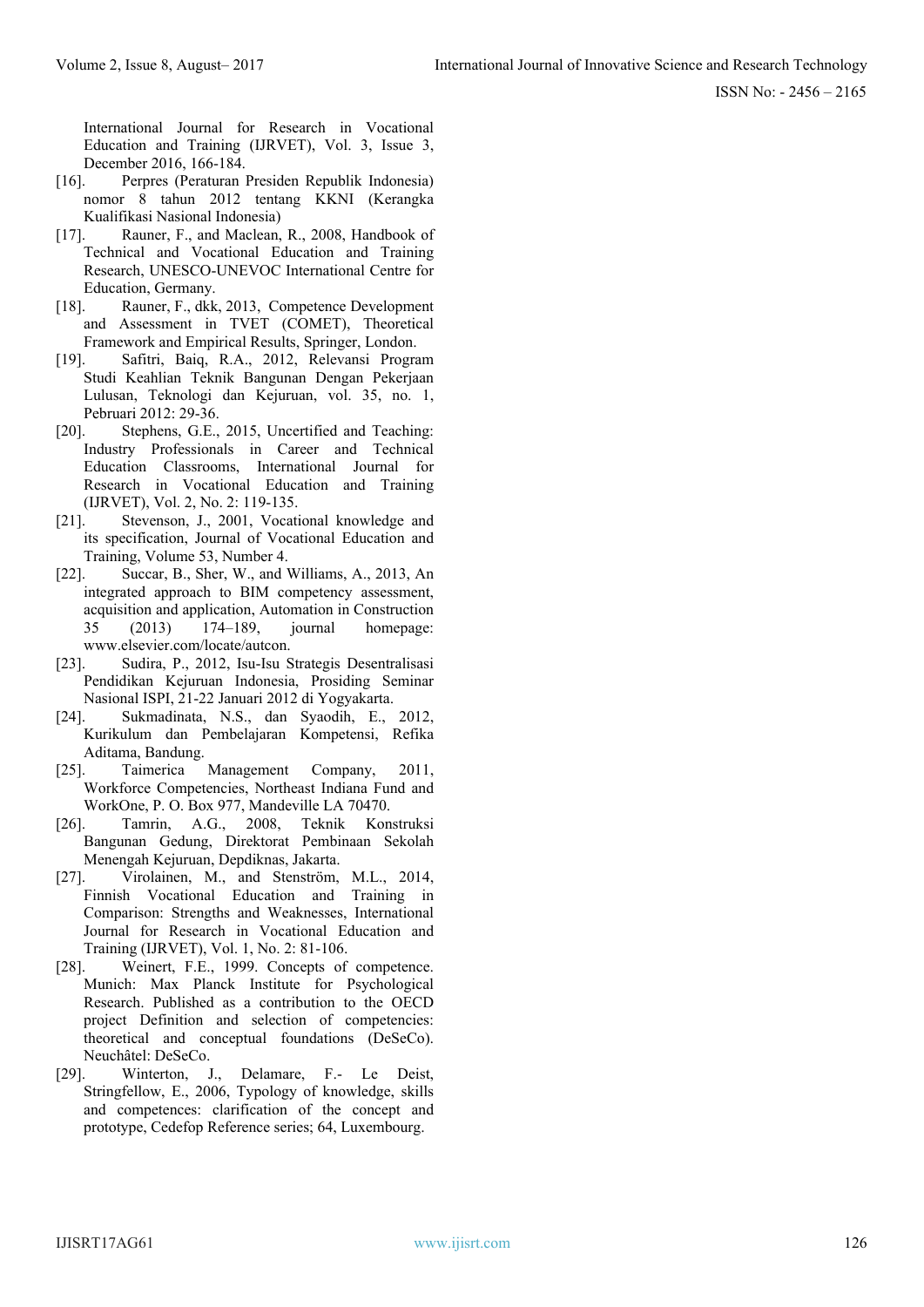International Journal for Research in Vocational Education and Training (IJRVET), Vol. 3, Issue 3, December 2016, 166-184.

[16]. Perpres (Peraturan Presiden Republik Indonesia) nomor 8 tahun 2012 tentang KKNI (Kerangka Kualifikasi Nasional Indonesia)

[17]. Rauner, F., and Maclean, R., 2008, Handbook of Technical and Vocational Education and Training Research, UNESCO-UNEVOC International Centre for Education, Germany.

[18]. Rauner, F., dkk, 2013, Competence Development and Assessment in TVET (COMET), Theoretical Framework and Empirical Results, Springer, London.

[19]. Safitri, Baiq, R.A., 2012, Relevansi Program Studi Keahlian Teknik Bangunan Dengan Pekerjaan Lulusan, Teknologi dan Kejuruan, vol. 35, no. 1, Pebruari 2012: 29-36.

[20]. Stephens, G.E., 2015, Uncertified and Teaching: Industry Professionals in Career and Technical Education Classrooms, International Journal for Research in Vocational Education and Training (IJRVET), Vol. 2, No. 2: 119-135.

[21]. Stevenson, J., 2001, Vocational knowledge and its specification, Journal of Vocational Education and Training, Volume 53, Number 4.

[22]. Succar, B., Sher, W., and Williams, A., 2013, An integrated approach to BIM competency assessment, acquisition and application, Automation in Construction 35 (2013) 174–189, journal homepage: www.elsevier.com/locate/autcon.

[23]. Sudira, P., 2012, Isu-Isu Strategis Desentralisasi Pendidikan Kejuruan Indonesia, Prosiding Seminar Nasional ISPI, 21-22 Januari 2012 di Yogyakarta.

[24]. Sukmadinata, N.S., dan Syaodih, E., 2012, Kurikulum dan Pembelajaran Kompetensi, Refika Aditama, Bandung.

[25]. Taimerica Management Company, 2011, Workforce Competencies, Northeast Indiana Fund and WorkOne, P. O. Box 977, Mandeville LA 70470.

[26]. Tamrin, A.G., 2008, Teknik Konstruksi Bangunan Gedung, Direktorat Pembinaan Sekolah Menengah Kejuruan, Depdiknas, Jakarta.

[27]. Virolainen, M., and Stenström, M.L., 2014, Finnish Vocational Education and Training in Comparison: Strengths and Weaknesses, International Journal for Research in Vocational Education and Training (IJRVET), Vol. 1, No. 2: 81-106.

[28]. Weinert, F.E., 1999. Concepts of competence. Munich: Max Planck Institute for Psychological Research. Published as a contribution to the OECD project Definition and selection of competencies: theoretical and conceptual foundations (DeSeCo). Neuchâtel: DeSeCo.

[29]. Winterton, J., Delamare, F.- Le Deist, Stringfellow, E., 2006, Typology of knowledge, skills and competences: clarification of the concept and prototype, Cedefop Reference series; 64, Luxembourg.